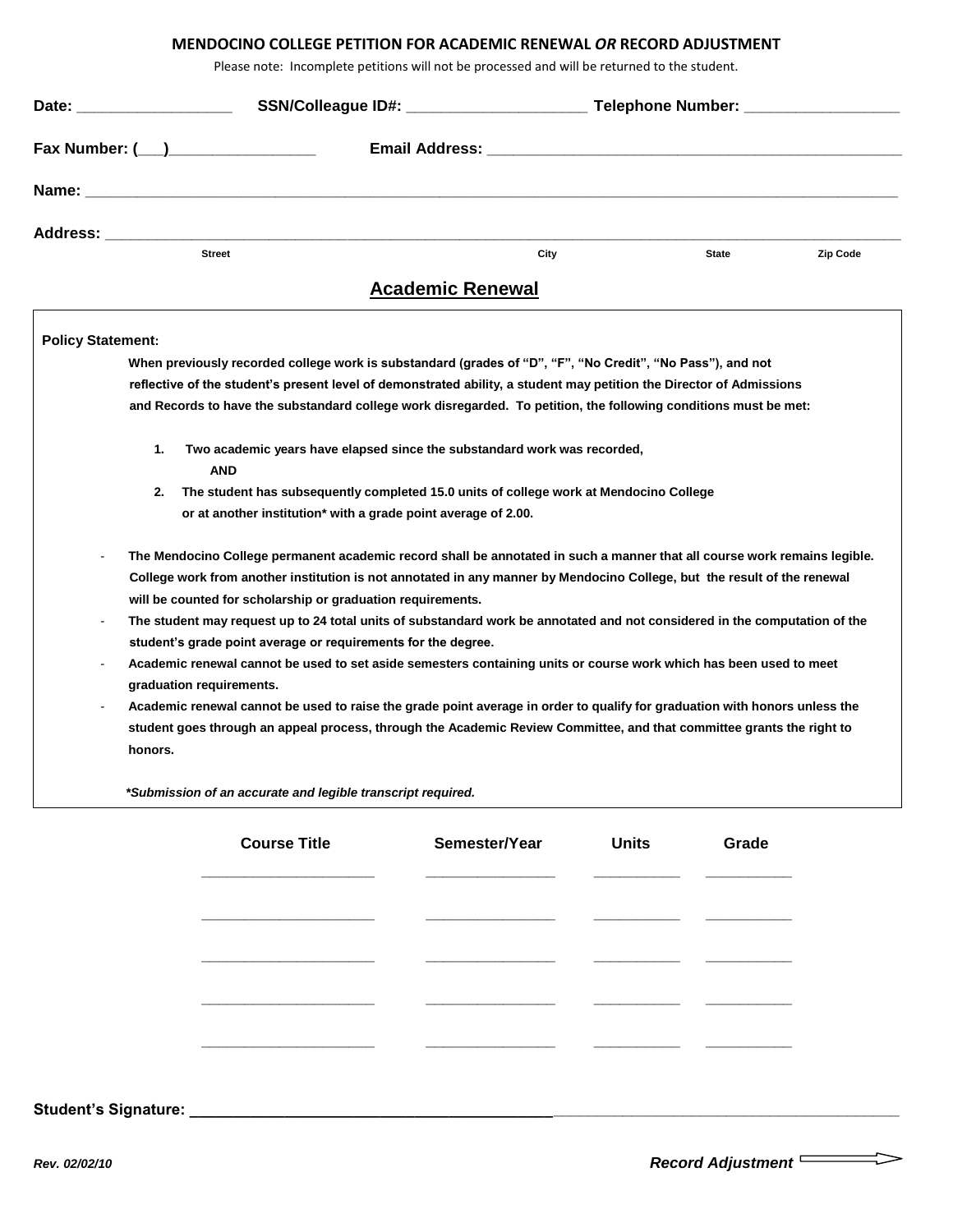**MENDOCINO COLLEGE PETITION FOR ACADEMIC RENEWAL *OR* RECORD ADJUSTMENT**

Please note: Incomplete petitions will not be processed and will be returned to the student.

**Date:** __________________ **SSN/Colleague ID#:** _____________________ **Telephone Number:** __________________

**Fax Number: (___)**_________________ **Email Address:** ________________________________________________

**Name:** ____________________________________________________________________________________________

**Address:** __________________________________________________________________________________________

Street | City | State | Zip Code

## Academic Renewal

**Policy Statement:**

**When previously recorded college work is substandard (grades of "D", "F", "No Credit", "No Pass"), and not reflective of the student's present level of demonstrated ability, a student may petition the Director of Admissions and Records to have the substandard college work disregarded. To petition, the following conditions must be met:**

1. **Two academic years have elapsed since the substandard work was recorded,**
   **AND**
2. **The student has subsequently completed 15.0 units of college work at Mendocino College or at another institution\* with a grade point average of 2.00.**

- **The Mendocino College permanent academic record shall be annotated in such a manner that all course work remains legible. College work from another institution is not annotated in any manner by Mendocino College, but the result of the renewal will be counted for scholarship or graduation requirements.**
- **The student may request up to 24 total units of substandard work be annotated and not considered in the computation of the student's grade point average or requirements for the degree.**
- **Academic renewal cannot be used to set aside semesters containing units or course work which has been used to meet graduation requirements.**
- **Academic renewal cannot be used to raise the grade point average in order to qualify for graduation with honors unless the student goes through an appeal process, through the Academic Review Committee, and that committee grants the right to honors.**

***\*Submission of an accurate and legible transcript required.***

| Course Title | Semester/Year | Units | Grade |
|---|---|---|---|
| | | | |
| | | | |
| | | | |
| | | | |
| | | | |

**Student's Signature:** ______________________________________________________________________________

*Rev. 02/02/10*

***Record Adjustment*** ⇒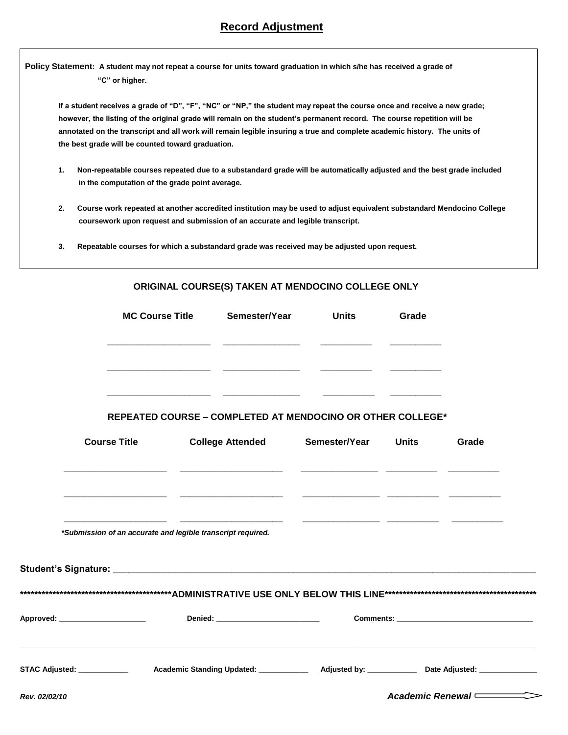# Record Adjustment

**Policy Statement: A student may not repeat a course for units toward graduation in which s/he has received a grade of "C" or higher.**

**If a student receives a grade of "D", "F", "NC" or "NP," the student may repeat the course once and receive a new grade; however, the listing of the original grade will remain on the student's permanent record. The course repetition will be annotated on the transcript and all work will remain legible insuring a true and complete academic history. The units of the best grade will be counted toward graduation.**

1. **Non-repeatable courses repeated due to a substandard grade will be automatically adjusted and the best grade included in the computation of the grade point average.**
2. **Course work repeated at another accredited institution may be used to adjust equivalent substandard Mendocino College coursework upon request and submission of an accurate and legible transcript.**
3. **Repeatable courses for which a substandard grade was received may be adjusted upon request.**

## ORIGINAL COURSE(S) TAKEN AT MENDOCINO COLLEGE ONLY

| MC Course Title | Semester/Year | Units | Grade |
|---|---|---|---|
| ______________________ | __________________ | ___________ | ___________ |
| ______________________ | __________________ | ___________ | ___________ |
| ______________________ | __________________ | ___________ | ___________ |

## REPEATED COURSE – COMPLETED AT MENDOCINO OR OTHER COLLEGE*

| Course Title | College Attended | Semester/Year | Units | Grade |
|---|---|---|---|---|
| ______________________ | ______________________ | __________________ | ___________ | ___________ |
| ______________________ | ______________________ | __________________ | ___________ | ___________ |
| ______________________ | ______________________ | __________________ | ___________ | ___________ |

*\*Submission of an accurate and legible transcript required.*

**Student's Signature:** ____________________________________________________________________________

**********************************************ADMINISTRATIVE USE ONLY BELOW THIS LINE**********************************************

**Approved:** ____________________ **Denied:** ________________________ **Comments:** ________________________________

______________________________________________________________________________________________________

**STAC Adjusted:** ____________ **Academic Standing Updated:** ____________ **Adjusted by:** ____________ **Date Adjusted:** ______________

*Rev. 02/02/10*

***Academic Renewal***